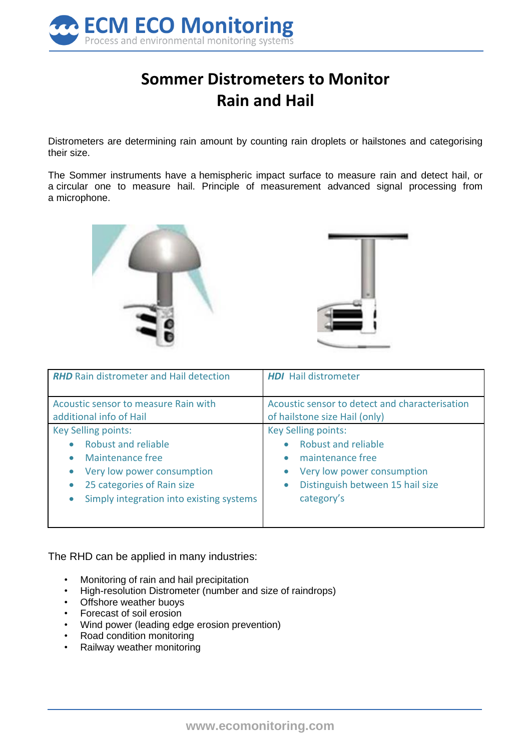# Sommer Distrometers to Monitor Rain and Hail

Distrometers are determining rain amount by counting rain droplets or hailstones and categorising their size.

The Sommer instruments have a hemispheric impact surface to measure rain and detect hail, or a circular one to measure hail. Principle of measurement advanced signal processing from a microphone.

| ***RHD*** Rain distrometer and Hail detection | ***HDI*** Hail distrometer |
|---|---|
| Acoustic sensor to measure Rain with additional info of Hail | Acoustic sensor to detect and characterisation of hailstone size Hail (only) |
| Key Selling points:<br>• Robust and reliable<br>• Maintenance free<br>• Very low power consumption<br>• 25 categories of Rain size<br>• Simply integration into existing systems | Key Selling points:<br>• Robust and reliable<br>• maintenance free<br>• Very low power consumption<br>• Distinguish between 15 hail size category's |

The RHD can be applied in many industries:

- Monitoring of rain and hail precipitation
- High-resolution Distrometer (number and size of raindrops)
- Offshore weather buoys
- Forecast of soil erosion
- Wind power (leading edge erosion prevention)
- Road condition monitoring
- Railway weather monitoring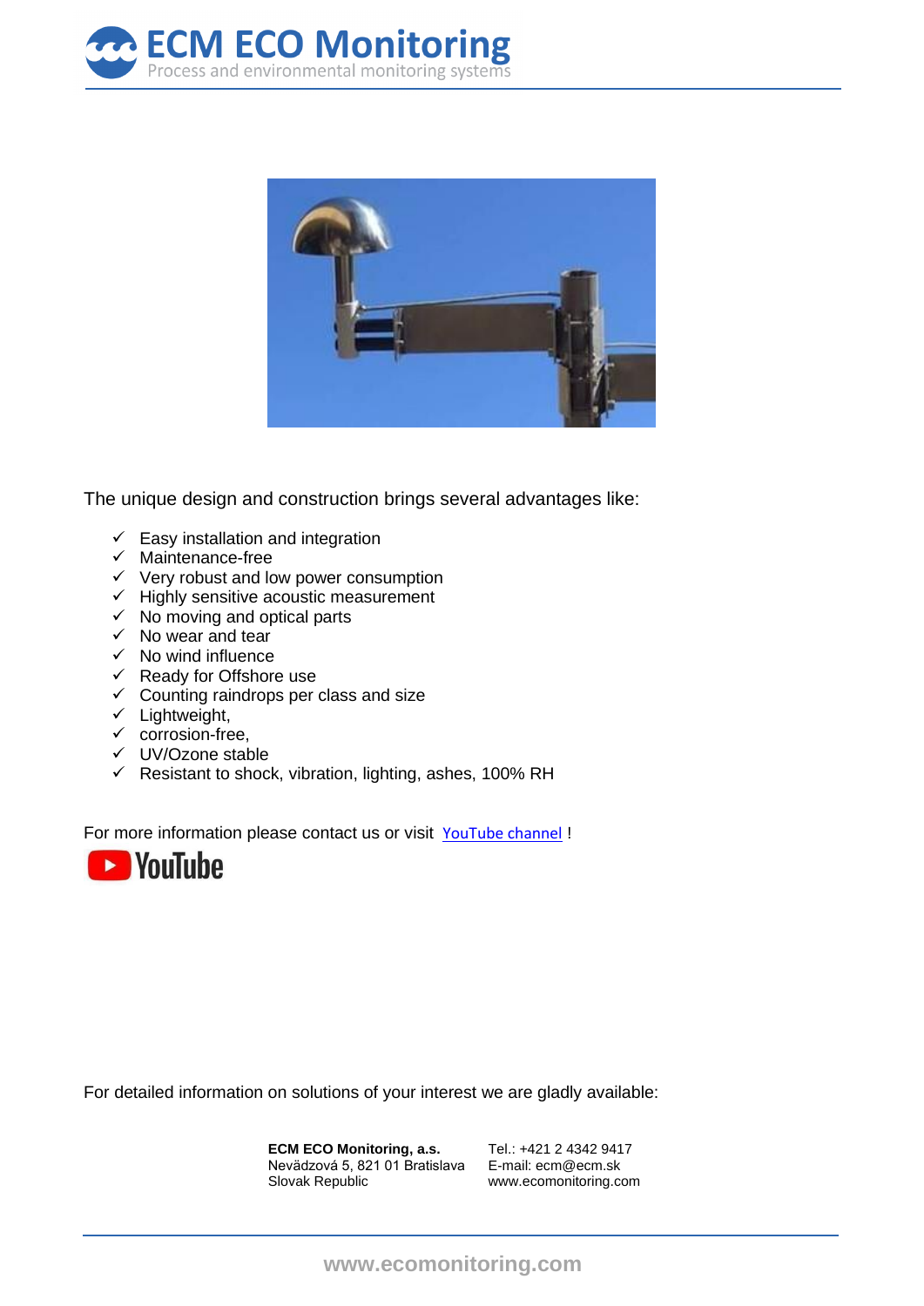The unique design and construction brings several advantages like:

- ✓ Easy installation and integration
- ✓ Maintenance-free
- ✓ Very robust and low power consumption
- ✓ Highly sensitive acoustic measurement
- ✓ No moving and optical parts
- ✓ No wear and tear
- ✓ No wind influence
- ✓ Ready for Offshore use
- ✓ Counting raindrops per class and size
- ✓ Lightweight,
- ✓ corrosion-free,
- ✓ UV/Ozone stable
- ✓ Resistant to shock, vibration, lighting, ashes, 100% RH

For more information please contact us or visit YouTube channel !

YouTube

For detailed information on solutions of your interest we are gladly available:

**ECM ECO Monitoring, a.s.**
Nevädzová 5, 821 01 Bratislava
Slovak Republic

Tel.: +421 2 4342 9417
E-mail: ecm@ecm.sk
www.ecomonitoring.com